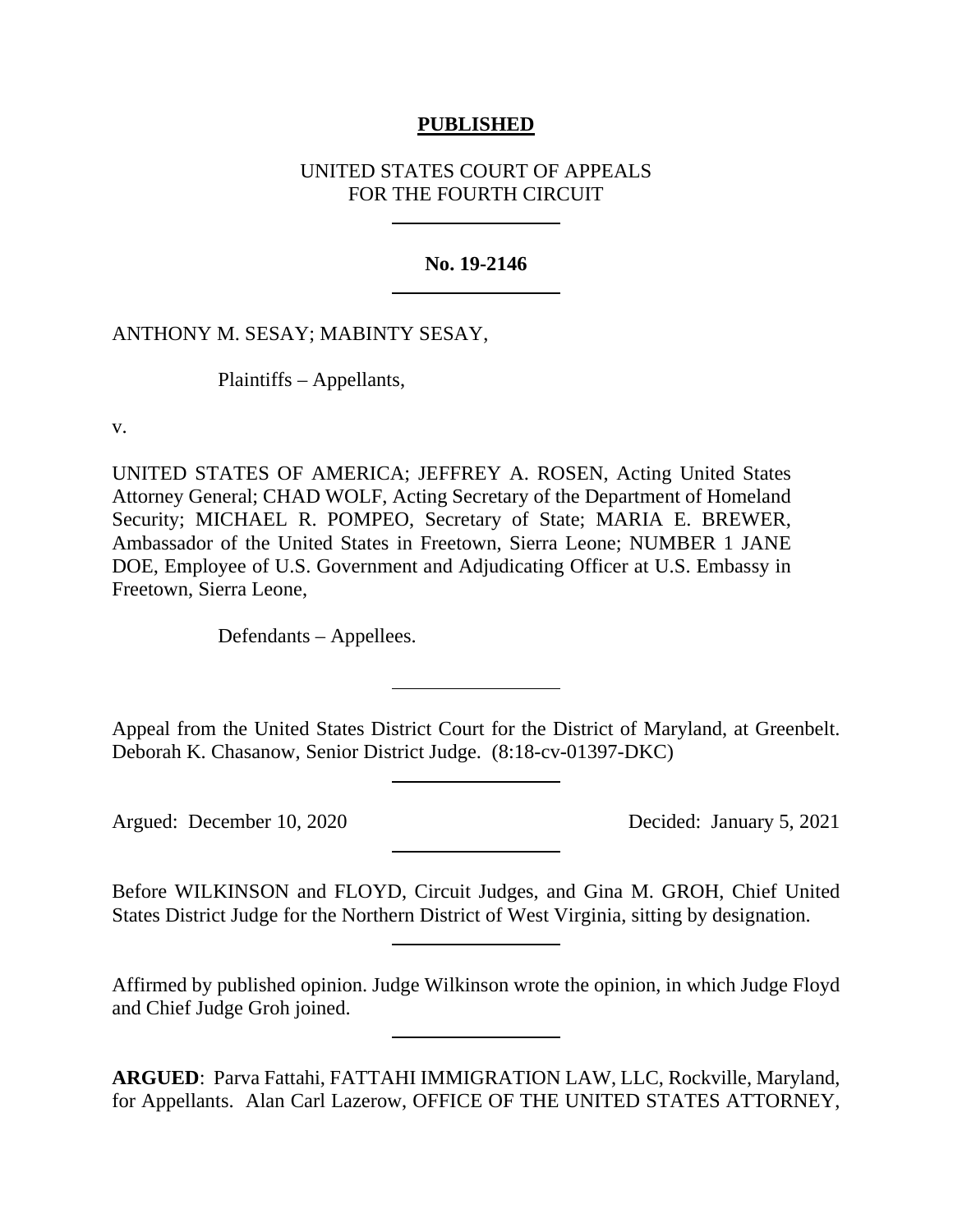**PUBLISHED**

UNITED STATES COURT OF APPEALS
FOR THE FOURTH CIRCUIT

---

**No. 19-2146**

---

ANTHONY M. SESAY; MABINTY SESAY,

Plaintiffs – Appellants,

v.

UNITED STATES OF AMERICA; JEFFREY A. ROSEN, Acting United States Attorney General; CHAD WOLF, Acting Secretary of the Department of Homeland Security; MICHAEL R. POMPEO, Secretary of State; MARIA E. BREWER, Ambassador of the United States in Freetown, Sierra Leone; NUMBER 1 JANE DOE, Employee of U.S. Government and Adjudicating Officer at U.S. Embassy in Freetown, Sierra Leone,

Defendants – Appellees.

---

Appeal from the United States District Court for the District of Maryland, at Greenbelt. Deborah K. Chasanow, Senior District Judge. (8:18-cv-01397-DKC)

---

Argued: December 10, 2020 Decided: January 5, 2021

---

Before WILKINSON and FLOYD, Circuit Judges, and Gina M. GROH, Chief United States District Judge for the Northern District of West Virginia, sitting by designation.

---

Affirmed by published opinion. Judge Wilkinson wrote the opinion, in which Judge Floyd and Chief Judge Groh joined.

---

**ARGUED**: Parva Fattahi, FATTAHI IMMIGRATION LAW, LLC, Rockville, Maryland, for Appellants. Alan Carl Lazerow, OFFICE OF THE UNITED STATES ATTORNEY,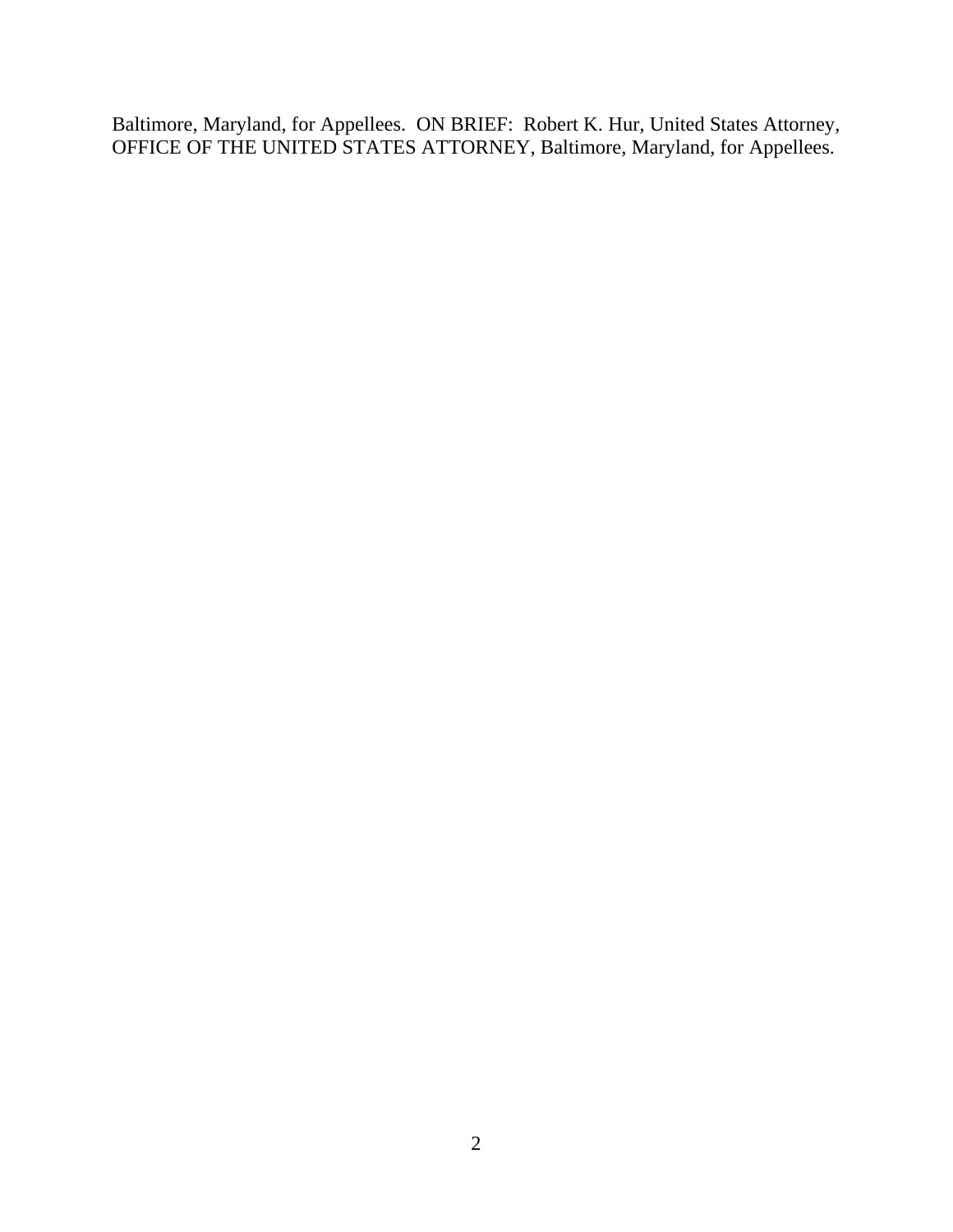Baltimore, Maryland, for Appellees. ON BRIEF: Robert K. Hur, United States Attorney, OFFICE OF THE UNITED STATES ATTORNEY, Baltimore, Maryland, for Appellees.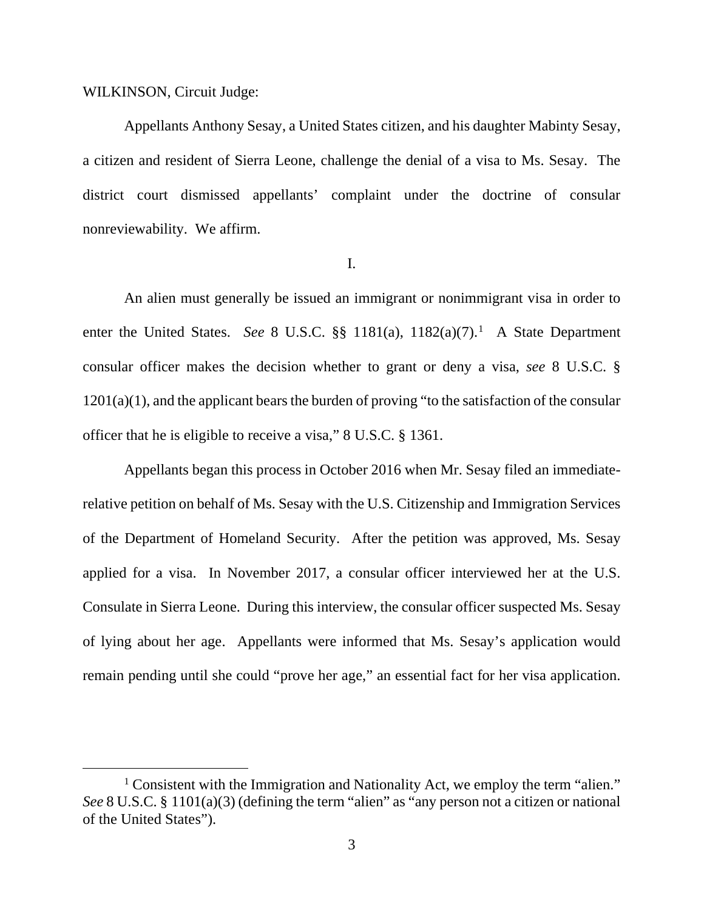WILKINSON, Circuit Judge:

Appellants Anthony Sesay, a United States citizen, and his daughter Mabinty Sesay, a citizen and resident of Sierra Leone, challenge the denial of a visa to Ms. Sesay. The district court dismissed appellants' complaint under the doctrine of consular nonreviewability. We affirm.

I.

An alien must generally be issued an immigrant or nonimmigrant visa in order to enter the United States. *See* 8 U.S.C. §§ 1181(a), 1182(a)(7).[1] A State Department consular officer makes the decision whether to grant or deny a visa, *see* 8 U.S.C. § 1201(a)(1), and the applicant bears the burden of proving "to the satisfaction of the consular officer that he is eligible to receive a visa," 8 U.S.C. § 1361.

Appellants began this process in October 2016 when Mr. Sesay filed an immediate-relative petition on behalf of Ms. Sesay with the U.S. Citizenship and Immigration Services of the Department of Homeland Security. After the petition was approved, Ms. Sesay applied for a visa. In November 2017, a consular officer interviewed her at the U.S. Consulate in Sierra Leone. During this interview, the consular officer suspected Ms. Sesay of lying about her age. Appellants were informed that Ms. Sesay's application would remain pending until she could "prove her age," an essential fact for her visa application.

[1] Consistent with the Immigration and Nationality Act, we employ the term "alien." *See* 8 U.S.C. § 1101(a)(3) (defining the term "alien" as "any person not a citizen or national of the United States").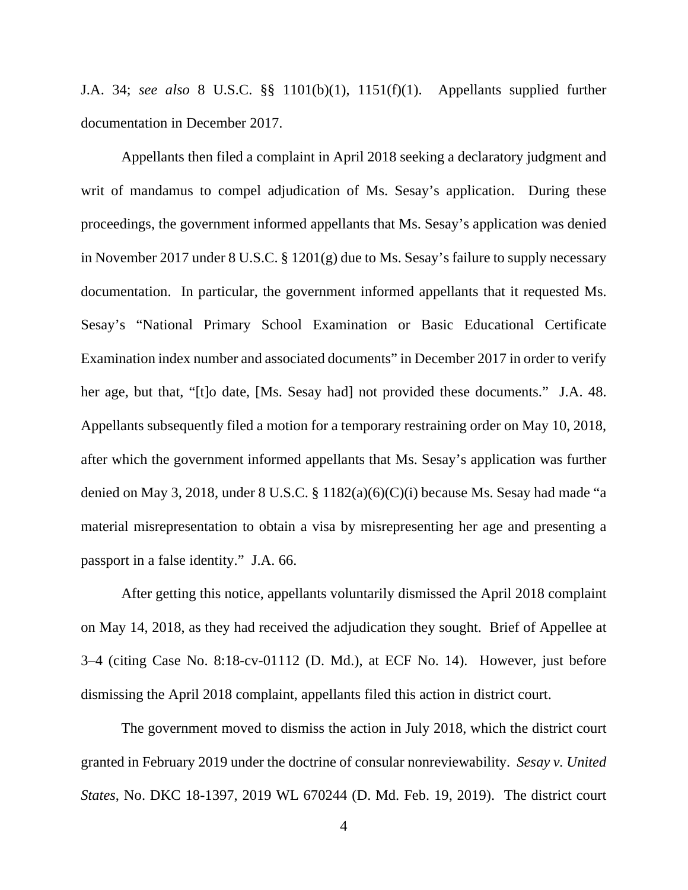J.A. 34; *see also* 8 U.S.C. §§ 1101(b)(1), 1151(f)(1). Appellants supplied further documentation in December 2017.

Appellants then filed a complaint in April 2018 seeking a declaratory judgment and writ of mandamus to compel adjudication of Ms. Sesay's application. During these proceedings, the government informed appellants that Ms. Sesay's application was denied in November 2017 under 8 U.S.C. § 1201(g) due to Ms. Sesay's failure to supply necessary documentation. In particular, the government informed appellants that it requested Ms. Sesay's "National Primary School Examination or Basic Educational Certificate Examination index number and associated documents" in December 2017 in order to verify her age, but that, "[t]o date, [Ms. Sesay had] not provided these documents." J.A. 48. Appellants subsequently filed a motion for a temporary restraining order on May 10, 2018, after which the government informed appellants that Ms. Sesay's application was further denied on May 3, 2018, under 8 U.S.C. § 1182(a)(6)(C)(i) because Ms. Sesay had made "a material misrepresentation to obtain a visa by misrepresenting her age and presenting a passport in a false identity." J.A. 66.

After getting this notice, appellants voluntarily dismissed the April 2018 complaint on May 14, 2018, as they had received the adjudication they sought. Brief of Appellee at 3–4 (citing Case No. 8:18-cv-01112 (D. Md.), at ECF No. 14). However, just before dismissing the April 2018 complaint, appellants filed this action in district court.

The government moved to dismiss the action in July 2018, which the district court granted in February 2019 under the doctrine of consular nonreviewability. *Sesay v. United States*, No. DKC 18-1397, 2019 WL 670244 (D. Md. Feb. 19, 2019). The district court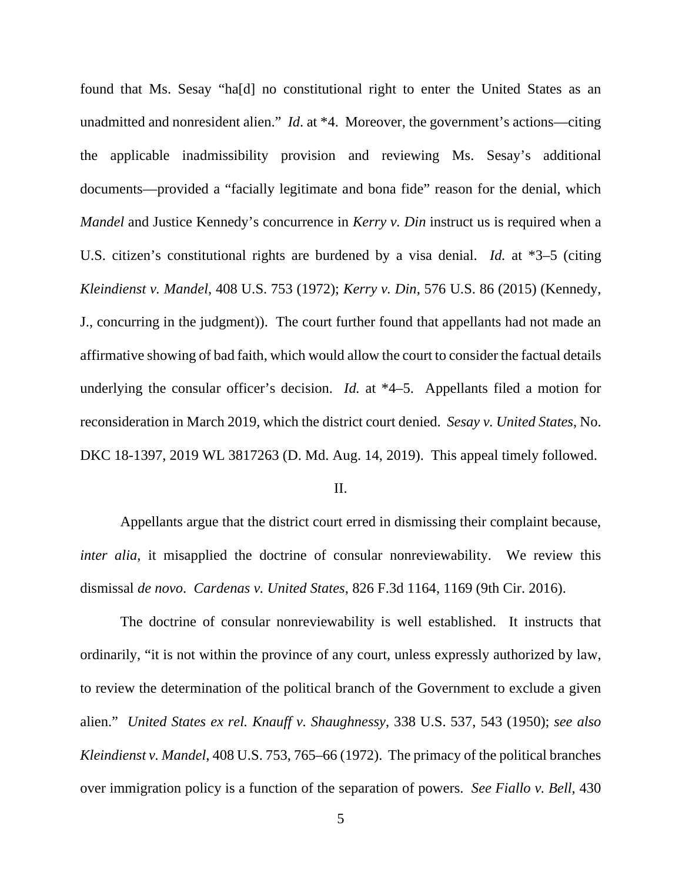found that Ms. Sesay "ha[d] no constitutional right to enter the United States as an unadmitted and nonresident alien." *Id*. at *4. Moreover, the government's actions—citing the applicable inadmissibility provision and reviewing Ms. Sesay's additional documents—provided a "facially legitimate and bona fide" reason for the denial, which *Mandel* and Justice Kennedy's concurrence in *Kerry v. Din* instruct us is required when a U.S. citizen's constitutional rights are burdened by a visa denial. *Id.* at *3–5 (citing *Kleindienst v. Mandel*, 408 U.S. 753 (1972); *Kerry v. Din*, 576 U.S. 86 (2015) (Kennedy, J., concurring in the judgment)). The court further found that appellants had not made an affirmative showing of bad faith, which would allow the court to consider the factual details underlying the consular officer's decision. *Id.* at *4–5. Appellants filed a motion for reconsideration in March 2019, which the district court denied. *Sesay v. United States*, No. DKC 18-1397, 2019 WL 3817263 (D. Md. Aug. 14, 2019). This appeal timely followed.

## II.

Appellants argue that the district court erred in dismissing their complaint because, *inter alia*, it misapplied the doctrine of consular nonreviewability. We review this dismissal *de novo*. *Cardenas v. United States*, 826 F.3d 1164, 1169 (9th Cir. 2016).

The doctrine of consular nonreviewability is well established. It instructs that ordinarily, "it is not within the province of any court, unless expressly authorized by law, to review the determination of the political branch of the Government to exclude a given alien." *United States ex rel. Knauff v. Shaughnessy*, 338 U.S. 537, 543 (1950); *see also Kleindienst v. Mandel*, 408 U.S. 753, 765–66 (1972). The primacy of the political branches over immigration policy is a function of the separation of powers. *See Fiallo v. Bell*, 430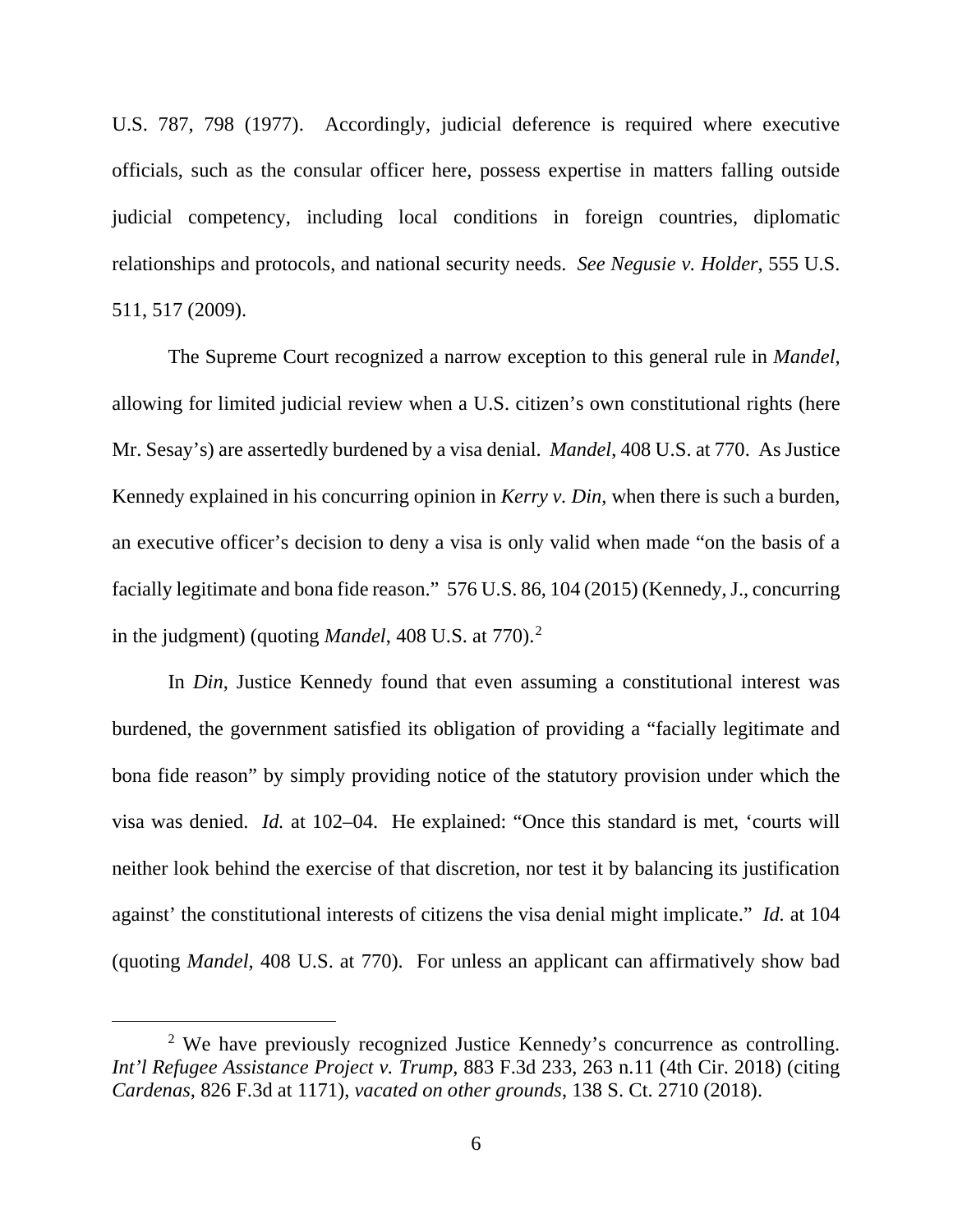U.S. 787, 798 (1977). Accordingly, judicial deference is required where executive officials, such as the consular officer here, possess expertise in matters falling outside judicial competency, including local conditions in foreign countries, diplomatic relationships and protocols, and national security needs. *See Negusie v. Holder*, 555 U.S. 511, 517 (2009).

The Supreme Court recognized a narrow exception to this general rule in *Mandel*, allowing for limited judicial review when a U.S. citizen's own constitutional rights (here Mr. Sesay's) are assertedly burdened by a visa denial. *Mandel*, 408 U.S. at 770. As Justice Kennedy explained in his concurring opinion in *Kerry v. Din*, when there is such a burden, an executive officer's decision to deny a visa is only valid when made "on the basis of a facially legitimate and bona fide reason." 576 U.S. 86, 104 (2015) (Kennedy, J., concurring in the judgment) (quoting *Mandel*, 408 U.S. at 770).[2]

In *Din*, Justice Kennedy found that even assuming a constitutional interest was burdened, the government satisfied its obligation of providing a "facially legitimate and bona fide reason" by simply providing notice of the statutory provision under which the visa was denied. *Id.* at 102–04. He explained: "Once this standard is met, 'courts will neither look behind the exercise of that discretion, nor test it by balancing its justification against' the constitutional interests of citizens the visa denial might implicate." *Id.* at 104 (quoting *Mandel*, 408 U.S. at 770). For unless an applicant can affirmatively show bad

[2] We have previously recognized Justice Kennedy's concurrence as controlling. *Int'l Refugee Assistance Project v. Trump*, 883 F.3d 233, 263 n.11 (4th Cir. 2018) (citing *Cardenas*, 826 F.3d at 1171), *vacated on other grounds*, 138 S. Ct. 2710 (2018).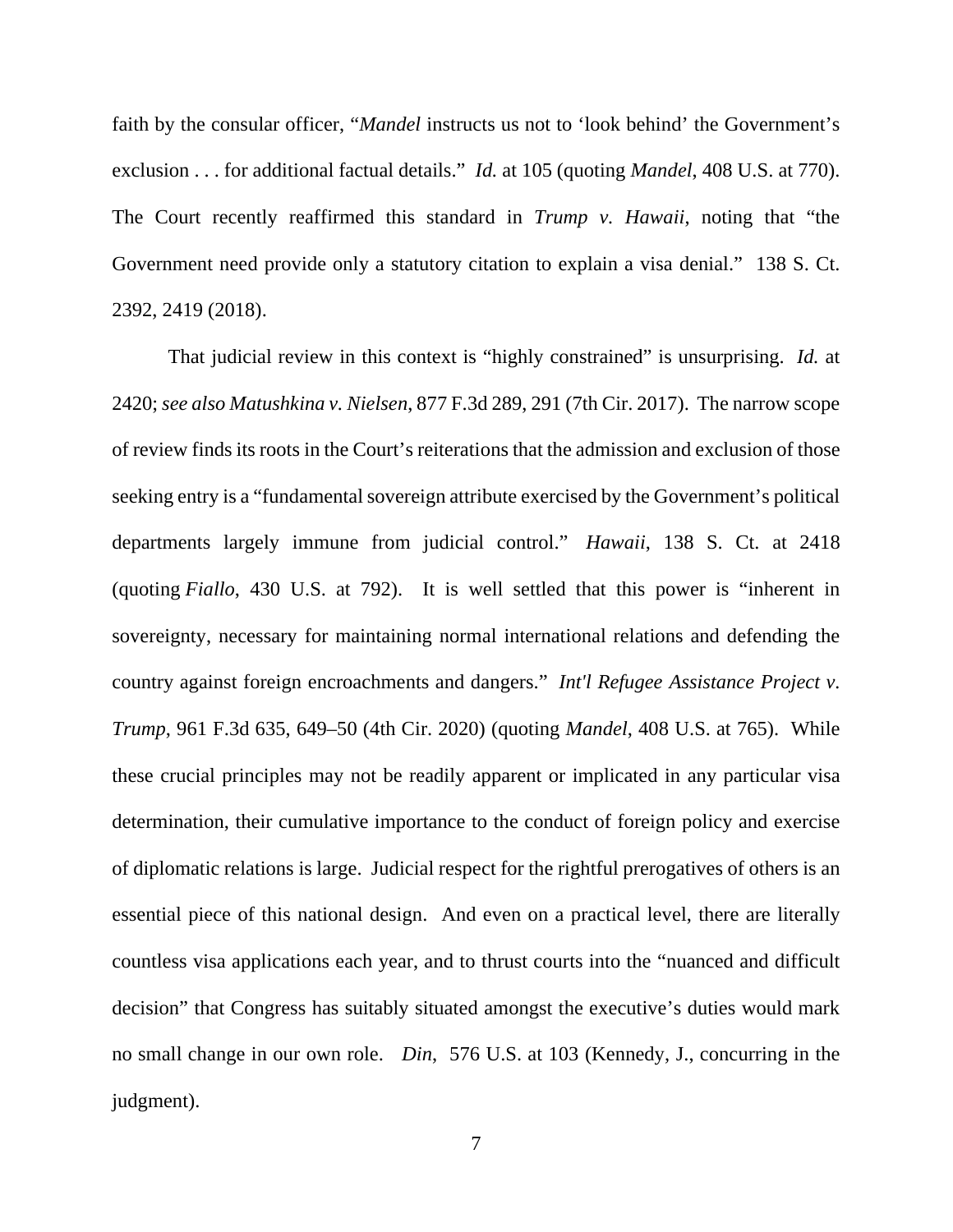faith by the consular officer, "*Mandel* instructs us not to 'look behind' the Government's exclusion . . . for additional factual details." *Id.* at 105 (quoting *Mandel*, 408 U.S. at 770). The Court recently reaffirmed this standard in *Trump v. Hawaii*, noting that "the Government need provide only a statutory citation to explain a visa denial." 138 S. Ct. 2392, 2419 (2018).

That judicial review in this context is "highly constrained" is unsurprising. *Id.* at 2420; *see also Matushkina v. Nielsen*, 877 F.3d 289, 291 (7th Cir. 2017). The narrow scope of review finds its roots in the Court's reiterations that the admission and exclusion of those seeking entry is a "fundamental sovereign attribute exercised by the Government's political departments largely immune from judicial control." *Hawaii*, 138 S. Ct. at 2418 (quoting *Fiallo*, 430 U.S. at 792). It is well settled that this power is "inherent in sovereignty, necessary for maintaining normal international relations and defending the country against foreign encroachments and dangers." *Int'l Refugee Assistance Project v. Trump*, 961 F.3d 635, 649–50 (4th Cir. 2020) (quoting *Mandel*, 408 U.S. at 765). While these crucial principles may not be readily apparent or implicated in any particular visa determination, their cumulative importance to the conduct of foreign policy and exercise of diplomatic relations is large. Judicial respect for the rightful prerogatives of others is an essential piece of this national design. And even on a practical level, there are literally countless visa applications each year, and to thrust courts into the "nuanced and difficult decision" that Congress has suitably situated amongst the executive's duties would mark no small change in our own role. *Din*, 576 U.S. at 103 (Kennedy, J., concurring in the judgment).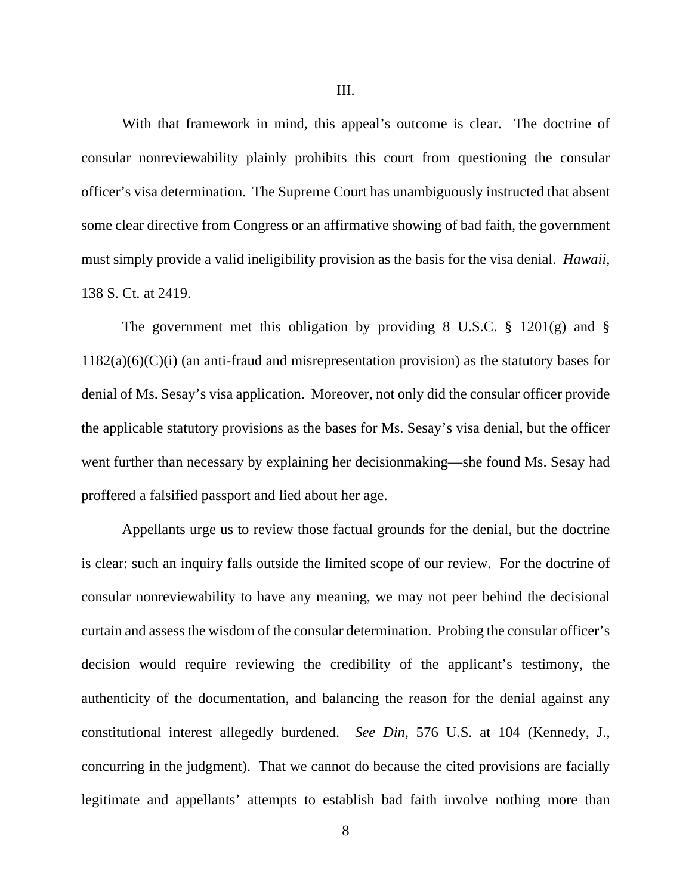III.

With that framework in mind, this appeal's outcome is clear. The doctrine of consular nonreviewability plainly prohibits this court from questioning the consular officer's visa determination. The Supreme Court has unambiguously instructed that absent some clear directive from Congress or an affirmative showing of bad faith, the government must simply provide a valid ineligibility provision as the basis for the visa denial. *Hawaii*, 138 S. Ct. at 2419.

The government met this obligation by providing 8 U.S.C. § 1201(g) and § 1182(a)(6)(C)(i) (an anti-fraud and misrepresentation provision) as the statutory bases for denial of Ms. Sesay's visa application. Moreover, not only did the consular officer provide the applicable statutory provisions as the bases for Ms. Sesay's visa denial, but the officer went further than necessary by explaining her decisionmaking—she found Ms. Sesay had proffered a falsified passport and lied about her age.

Appellants urge us to review those factual grounds for the denial, but the doctrine is clear: such an inquiry falls outside the limited scope of our review. For the doctrine of consular nonreviewability to have any meaning, we may not peer behind the decisional curtain and assess the wisdom of the consular determination. Probing the consular officer's decision would require reviewing the credibility of the applicant's testimony, the authenticity of the documentation, and balancing the reason for the denial against any constitutional interest allegedly burdened. *See Din*, 576 U.S. at 104 (Kennedy, J., concurring in the judgment). That we cannot do because the cited provisions are facially legitimate and appellants' attempts to establish bad faith involve nothing more than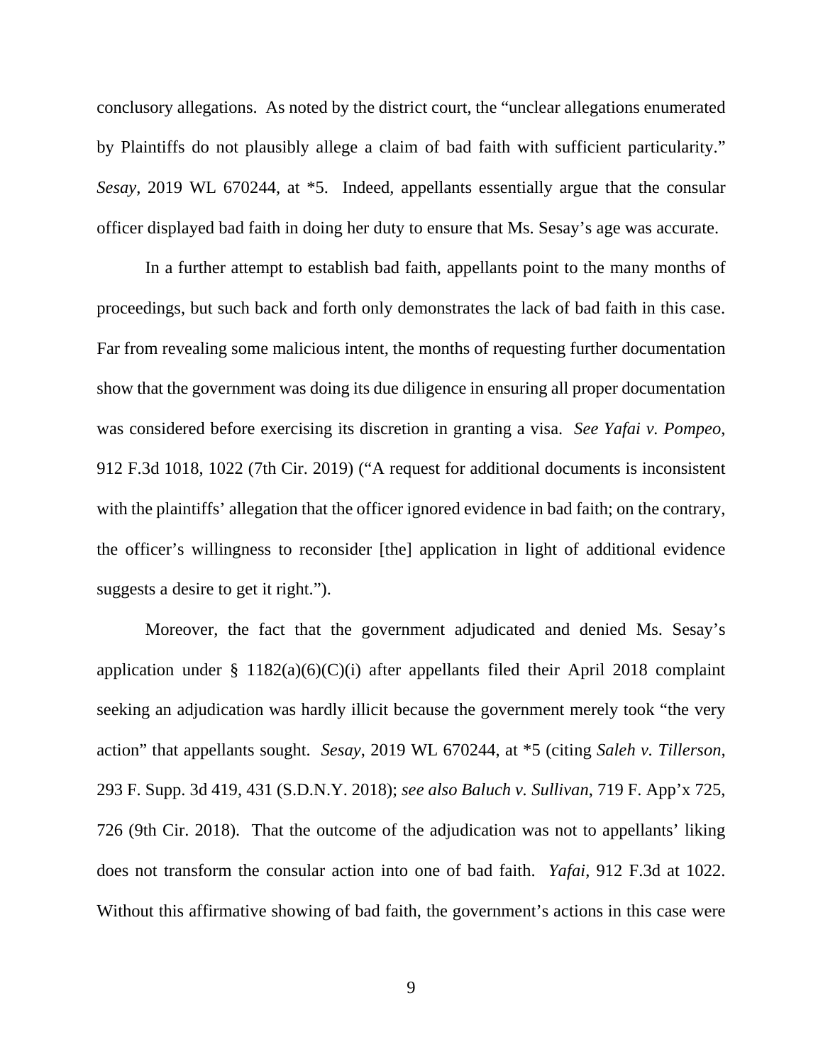conclusory allegations. As noted by the district court, the "unclear allegations enumerated by Plaintiffs do not plausibly allege a claim of bad faith with sufficient particularity." *Sesay*, 2019 WL 670244, at *5. Indeed, appellants essentially argue that the consular officer displayed bad faith in doing her duty to ensure that Ms. Sesay's age was accurate.

In a further attempt to establish bad faith, appellants point to the many months of proceedings, but such back and forth only demonstrates the lack of bad faith in this case. Far from revealing some malicious intent, the months of requesting further documentation show that the government was doing its due diligence in ensuring all proper documentation was considered before exercising its discretion in granting a visa. *See Yafai v. Pompeo*, 912 F.3d 1018, 1022 (7th Cir. 2019) ("A request for additional documents is inconsistent with the plaintiffs' allegation that the officer ignored evidence in bad faith; on the contrary, the officer's willingness to reconsider [the] application in light of additional evidence suggests a desire to get it right.").

Moreover, the fact that the government adjudicated and denied Ms. Sesay's application under § 1182(a)(6)(C)(i) after appellants filed their April 2018 complaint seeking an adjudication was hardly illicit because the government merely took "the very action" that appellants sought. *Sesay*, 2019 WL 670244, at *5 (citing *Saleh v. Tillerson*, 293 F. Supp. 3d 419, 431 (S.D.N.Y. 2018); *see also Baluch v. Sullivan*, 719 F. App'x 725, 726 (9th Cir. 2018). That the outcome of the adjudication was not to appellants' liking does not transform the consular action into one of bad faith. *Yafai*, 912 F.3d at 1022. Without this affirmative showing of bad faith, the government's actions in this case were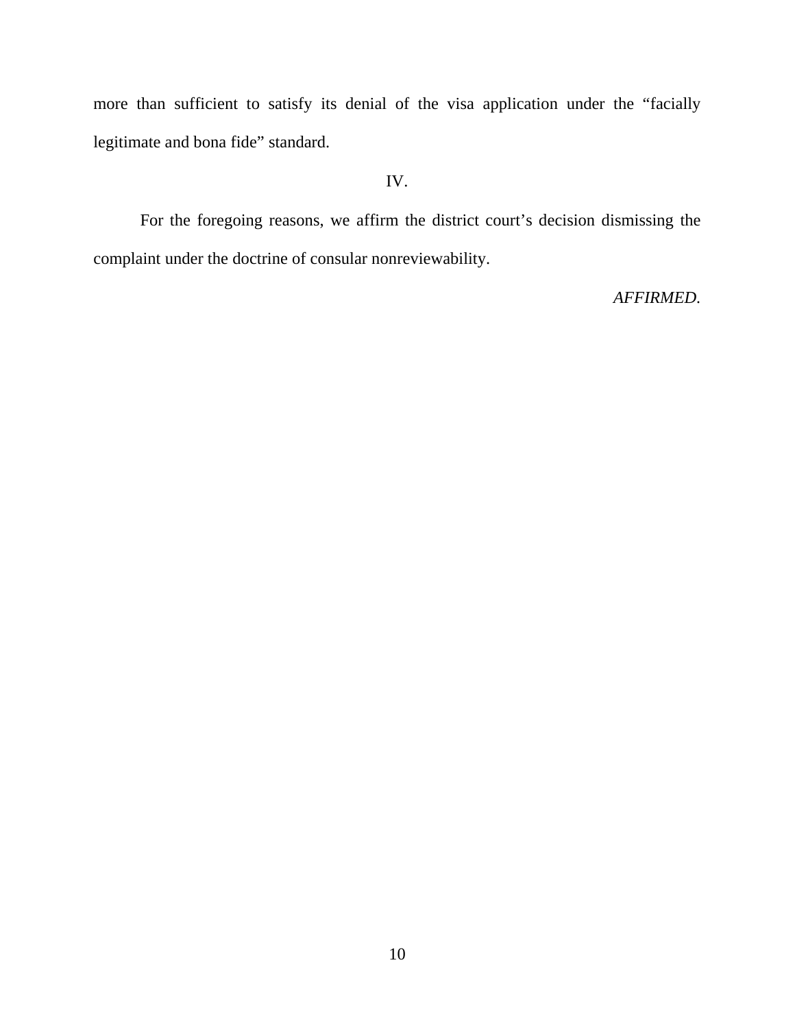more than sufficient to satisfy its denial of the visa application under the "facially legitimate and bona fide" standard.

IV.

For the foregoing reasons, we affirm the district court's decision dismissing the complaint under the doctrine of consular nonreviewability.

*AFFIRMED.*